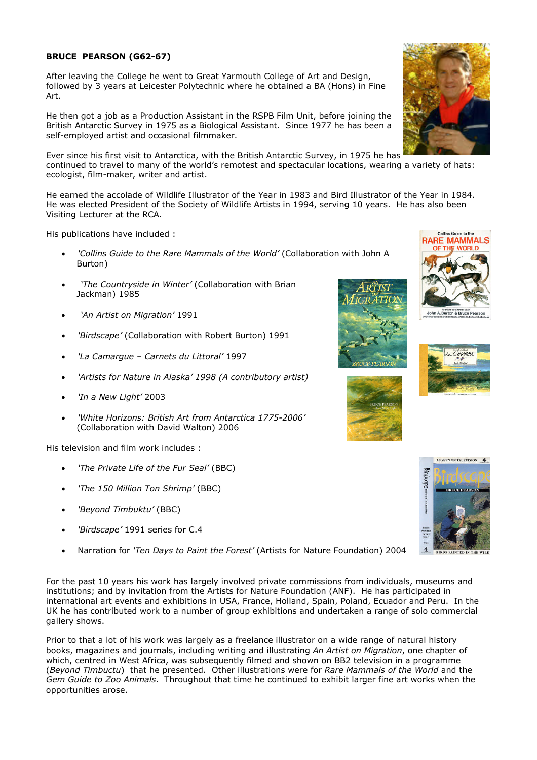**BRUCE PEARSON (G62-67)**

After leaving the College he went to Great Yarmouth College of Art and Design, followed by 3 years at Leicester Polytechnic where he obtained a BA (Hons) in Fine Art.

He then got a job as a Production Assistant in the RSPB Film Unit, before joining the British Antarctic Survey in 1975 as a Biological Assistant. Since 1977 he has been a self-employed artist and occasional filmmaker.

Ever since his first visit to Antarctica, with the British Antarctic Survey, in 1975 he has continued to travel to many of the world's remotest and spectacular locations, wearing a variety of hats: ecologist, film-maker, writer and artist.

He earned the accolade of Wildlife Illustrator of the Year in 1983 and Bird Illustrator of the Year in 1984. He was elected President of the Society of Wildlife Artists in 1994, serving 10 years. He has also been Visiting Lecturer at the RCA.

His publications have included :

- *'Collins Guide to the Rare Mammals of the World'* (Collaboration with John A Burton)
- *'The Countryside in Winter'* (Collaboration with Brian Jackman) 1985
- *'An Artist on Migration'* 1991
- *'Birdscape'* (Collaboration with Robert Burton) 1991
- *'La Camargue – Carnets du Littoral'* 1997
- *'Artists for Nature in Alaska' 1998 (A contributory artist)*
- *'In a New Light'* 2003
- *'White Horizons: British Art from Antarctica 1775-2006'* (Collaboration with David Walton) 2006

His television and film work includes :

- *'The Private Life of the Fur Seal'* (BBC)
- *'The 150 Million Ton Shrimp'* (BBC)
- *'Beyond Timbuktu'* (BBC)
- *'Birdscape'* 1991 series for C.4
- Narration for *'Ten Days to Paint the Forest'* (Artists for Nature Foundation) 2004

For the past 10 years his work has largely involved private commissions from individuals, museums and institutions; and by invitation from the Artists for Nature Foundation (ANF). He has participated in international art events and exhibitions in USA, France, Holland, Spain, Poland, Ecuador and Peru. In the UK he has contributed work to a number of group exhibitions and undertaken a range of solo commercial gallery shows.

Prior to that a lot of his work was largely as a freelance illustrator on a wide range of natural history books, magazines and journals, including writing and illustrating *An Artist on Migration*, one chapter of which, centred in West Africa, was subsequently filmed and shown on BB2 television in a programme (*Beyond Timbuctu*) that he presented. Other illustrations were for *Rare Mammals of the World* and the *Gem Guide to Zoo Animals*. Throughout that time he continued to exhibit larger fine art works when the opportunities arose.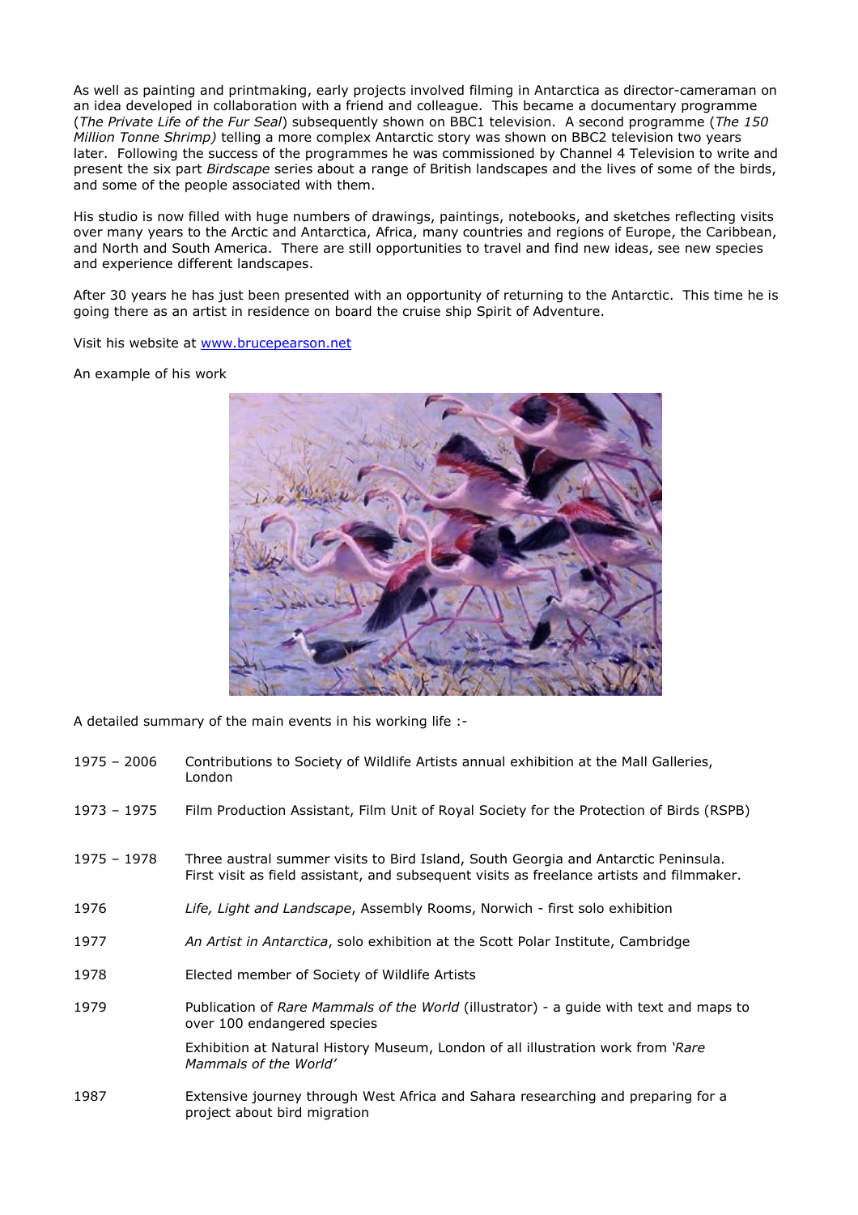As well as painting and printmaking, early projects involved filming in Antarctica as director-cameraman on an idea developed in collaboration with a friend and colleague. This became a documentary programme (*The Private Life of the Fur Seal*) subsequently shown on BBC1 television. A second programme (*The 150 Million Tonne Shrimp)* telling a more complex Antarctic story was shown on BBC2 television two years later. Following the success of the programmes he was commissioned by Channel 4 Television to write and present the six part *Birdscape* series about a range of British landscapes and the lives of some of the birds, and some of the people associated with them.

His studio is now filled with huge numbers of drawings, paintings, notebooks, and sketches reflecting visits over many years to the Arctic and Antarctica, Africa, many countries and regions of Europe, the Caribbean, and North and South America. There are still opportunities to travel and find new ideas, see new species and experience different landscapes.

After 30 years he has just been presented with an opportunity of returning to the Antarctic. This time he is going there as an artist in residence on board the cruise ship Spirit of Adventure.

Visit his website at [www.brucepearson.net](http://www.brucepearson.net)

An example of his work

A detailed summary of the main events in his working life :-

| | |
|---|---|
| 1975 – 2006 | Contributions to Society of Wildlife Artists annual exhibition at the Mall Galleries, London |
| 1973 – 1975 | Film Production Assistant, Film Unit of Royal Society for the Protection of Birds (RSPB) |
| 1975 – 1978 | Three austral summer visits to Bird Island, South Georgia and Antarctic Peninsula. First visit as field assistant, and subsequent visits as freelance artists and filmmaker. |
| 1976 | *Life, Light and Landscape*, Assembly Rooms, Norwich - first solo exhibition |
| 1977 | *An Artist in Antarctica*, solo exhibition at the Scott Polar Institute, Cambridge |
| 1978 | Elected member of Society of Wildlife Artists |
| 1979 | Publication of *Rare Mammals of the World* (illustrator) - a guide with text and maps to over 100 endangered species<br><br>Exhibition at Natural History Museum, London of all illustration work from *'Rare Mammals of the World'* |
| 1987 | Extensive journey through West Africa and Sahara researching and preparing for a project about bird migration |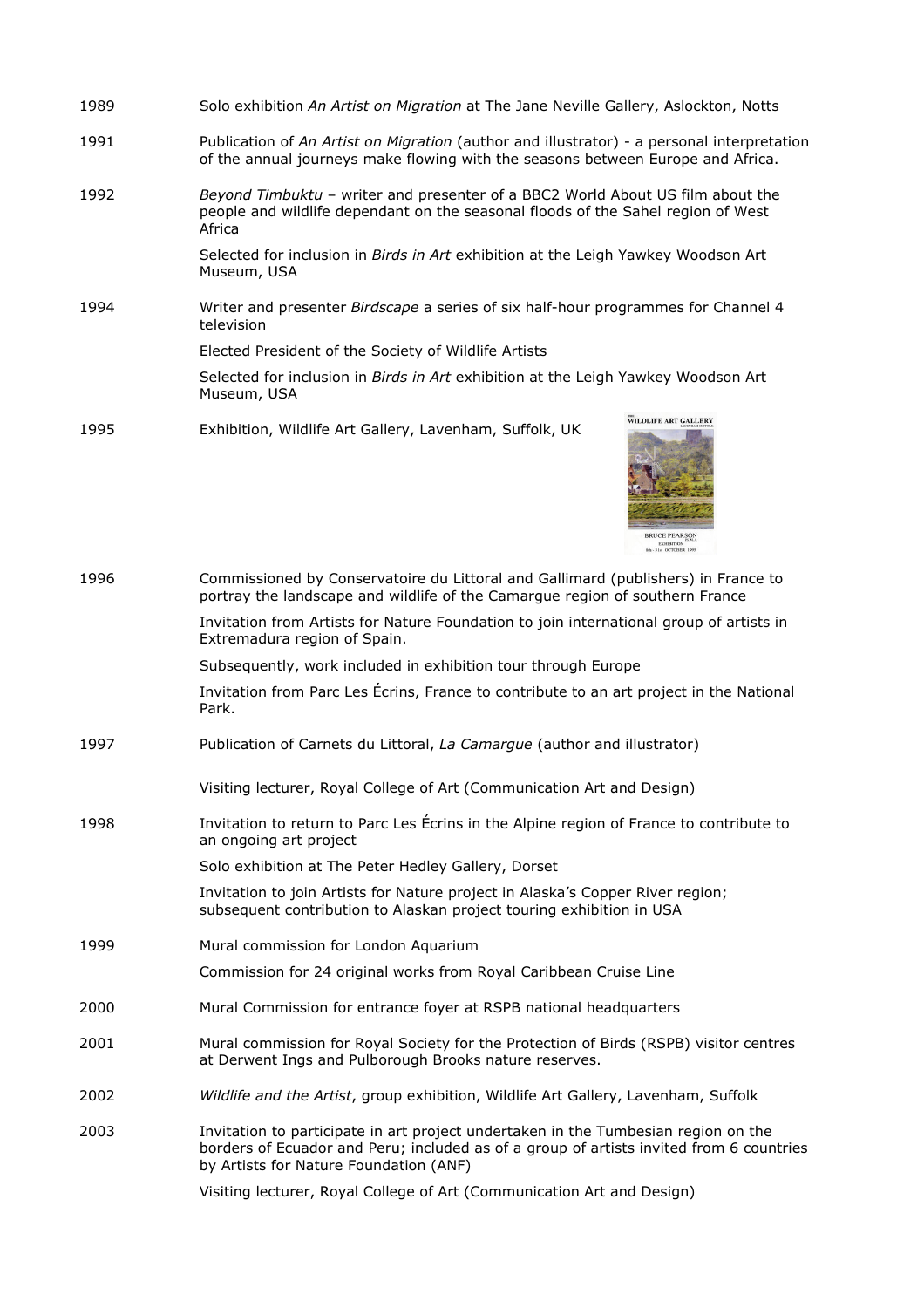| | |
|---|---|
| 1989 | Solo exhibition *An Artist on Migration* at The Jane Neville Gallery, Aslockton, Notts |
| 1991 | Publication of *An Artist on Migration* (author and illustrator) - a personal interpretation of the annual journeys make flowing with the seasons between Europe and Africa. |
| 1992 | *Beyond Timbuktu* – writer and presenter of a BBC2 World About US film about the people and wildlife dependant on the seasonal floods of the Sahel region of West Africa |
| | Selected for inclusion in *Birds in Art* exhibition at the Leigh Yawkey Woodson Art Museum, USA |
| 1994 | Writer and presenter *Birdscape* a series of six half-hour programmes for Channel 4 television |
| | Elected President of the Society of Wildlife Artists |
| | Selected for inclusion in *Birds in Art* exhibition at the Leigh Yawkey Woodson Art Museum, USA |
| 1995 | Exhibition, Wildlife Art Gallery, Lavenham, Suffolk, UK |
| 1996 | Commissioned by Conservatoire du Littoral and Gallimard (publishers) in France to portray the landscape and wildlife of the Camargue region of southern France |
| | Invitation from Artists for Nature Foundation to join international group of artists in Extremadura region of Spain. |
| | Subsequently, work included in exhibition tour through Europe |
| | Invitation from Parc Les Écrins, France to contribute to an art project in the National Park. |
| 1997 | Publication of Carnets du Littoral, *La Camargue* (author and illustrator) |
| | Visiting lecturer, Royal College of Art (Communication Art and Design) |
| 1998 | Invitation to return to Parc Les Écrins in the Alpine region of France to contribute to an ongoing art project |
| | Solo exhibition at The Peter Hedley Gallery, Dorset |
| | Invitation to join Artists for Nature project in Alaska's Copper River region; subsequent contribution to Alaskan project touring exhibition in USA |
| 1999 | Mural commission for London Aquarium |
| | Commission for 24 original works from Royal Caribbean Cruise Line |
| 2000 | Mural Commission for entrance foyer at RSPB national headquarters |
| 2001 | Mural commission for Royal Society for the Protection of Birds (RSPB) visitor centres at Derwent Ings and Pulborough Brooks nature reserves. |
| 2002 | *Wildlife and the Artist*, group exhibition, Wildlife Art Gallery, Lavenham, Suffolk |
| 2003 | Invitation to participate in art project undertaken in the Tumbesian region on the borders of Ecuador and Peru; included as of a group of artists invited from 6 countries by Artists for Nature Foundation (ANF) |
| | Visiting lecturer, Royal College of Art (Communication Art and Design) |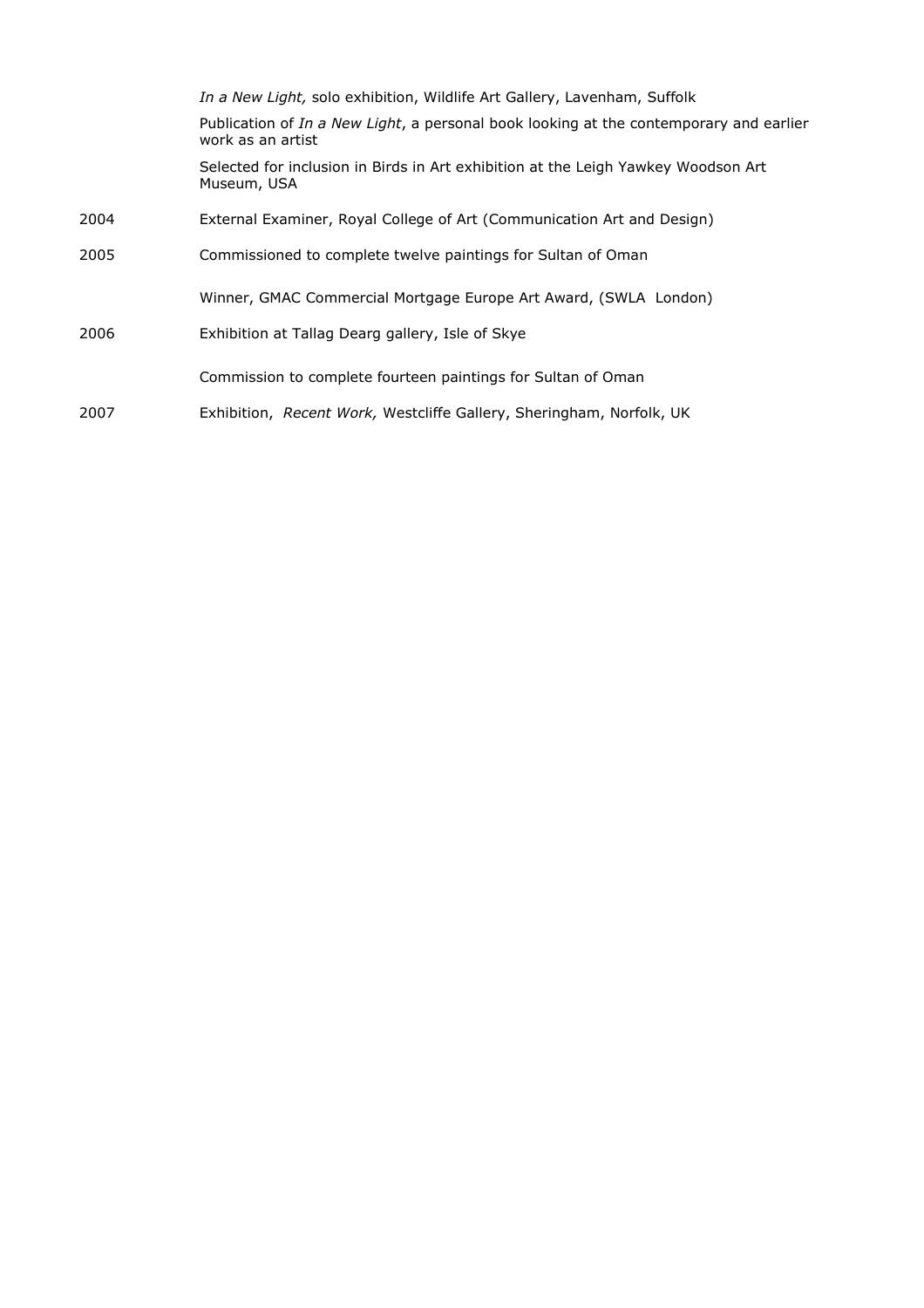| | |
|---|---|
| | *In a New Light,* solo exhibition, Wildlife Art Gallery, Lavenham, Suffolk |
| | Publication of *In a New Light*, a personal book looking at the contemporary and earlier work as an artist |
| | Selected for inclusion in Birds in Art exhibition at the Leigh Yawkey Woodson Art Museum, USA |
| 2004 | External Examiner, Royal College of Art (Communication Art and Design) |
| 2005 | Commissioned to complete twelve paintings for Sultan of Oman |
| | Winner, GMAC Commercial Mortgage Europe Art Award, (SWLA London) |
| 2006 | Exhibition at Tallag Dearg gallery, Isle of Skye |
| | Commission to complete fourteen paintings for Sultan of Oman |
| 2007 | Exhibition, *Recent Work,* Westcliffe Gallery, Sheringham, Norfolk, UK |